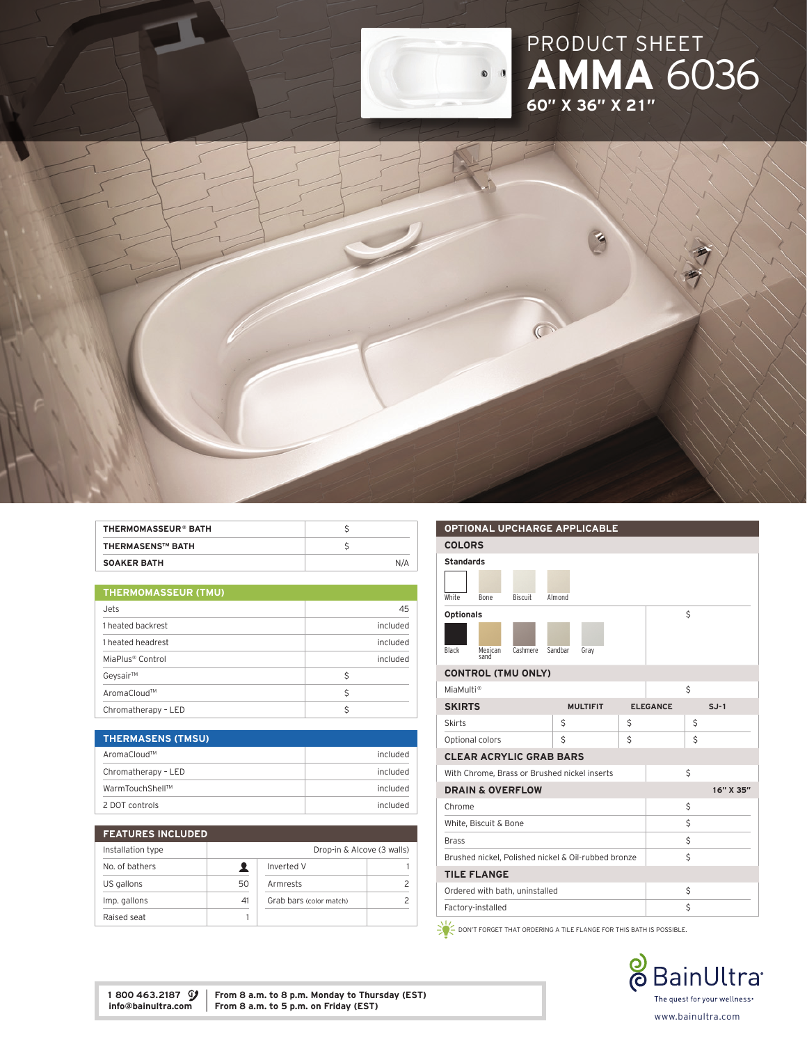PRODUCT SHEET

# AMMA 6036

**60" X 36" X 21"**

| | |
|---|---|
| **THERMOMASSEUR® BATH** | $ |
| **THERMASENS™ BATH** | $ |
| **SOAKER BATH** | N/A |

| **THERMOMASSEUR (TMU)** | |
|---|---|
| Jets | 45 |
| 1 heated backrest | included |
| 1 heated headrest | included |
| MiaPlus® Control | included |
| Geysair™ | $ |
| AromaCloud™ | $ |
| Chromatherapy - LED | $ |

| **THERMASENS (TMSU)** | |
|---|---|
| AromaCloud™ | included |
| Chromatherapy - LED | included |
| WarmTouchShell™ | included |
| 2 DOT controls | included |

| **FEATURES INCLUDED** | | | |
|---|---|---|---|
| Installation type | Drop-in & Alcove (3 walls) | | |
| No. of bathers | 1 | Inverted V | 1 |
| US gallons | 50 | Armrests | 2 |
| Imp. gallons | 41 | Grab bars (color match) | 2 |
| Raised seat | 1 | | |

## OPTIONAL UPCHARGE APPLICABLE

| **COLORS** | |
|---|---|
| **Standards**: White, Bone, Biscuit, Almond | |
| **Optionals**: Black, Mexican sand, Cashmere, Sandbar, Gray | $ |
| **CONTROL (TMU ONLY)** | |
| MiaMulti® | $ |

| **SKIRTS** | **MULTIFIT** | **ELEGANCE** | **SJ-1** |
|---|---|---|---|
| Skirts | $ | $ | $ |
| Optional colors | $ | $ | $ |

| **CLEAR ACRYLIC GRAB BARS** | |
|---|---|
| With Chrome, Brass or Brushed nickel inserts | $ |

| **DRAIN & OVERFLOW** | **16" X 35"** |
|---|---|
| Chrome | $ |
| White, Biscuit & Bone | $ |
| Brass | $ |
| Brushed nickel, Polished nickel & Oil-rubbed bronze | $ |

| **TILE FLANGE** | |
|---|---|
| Ordered with bath, uninstalled | $ |
| Factory-installed | $ |

DON'T FORGET THAT ORDERING A TILE FLANGE FOR THIS BATH IS POSSIBLE.

**1 800 463.2187**
**info@bainultra.com**

**From 8 a.m. to 8 p.m. Monday to Thursday (EST)**
**From 8 a.m. to 5 p.m. on Friday (EST)**

BainUltra
The quest for your wellness
www.bainultra.com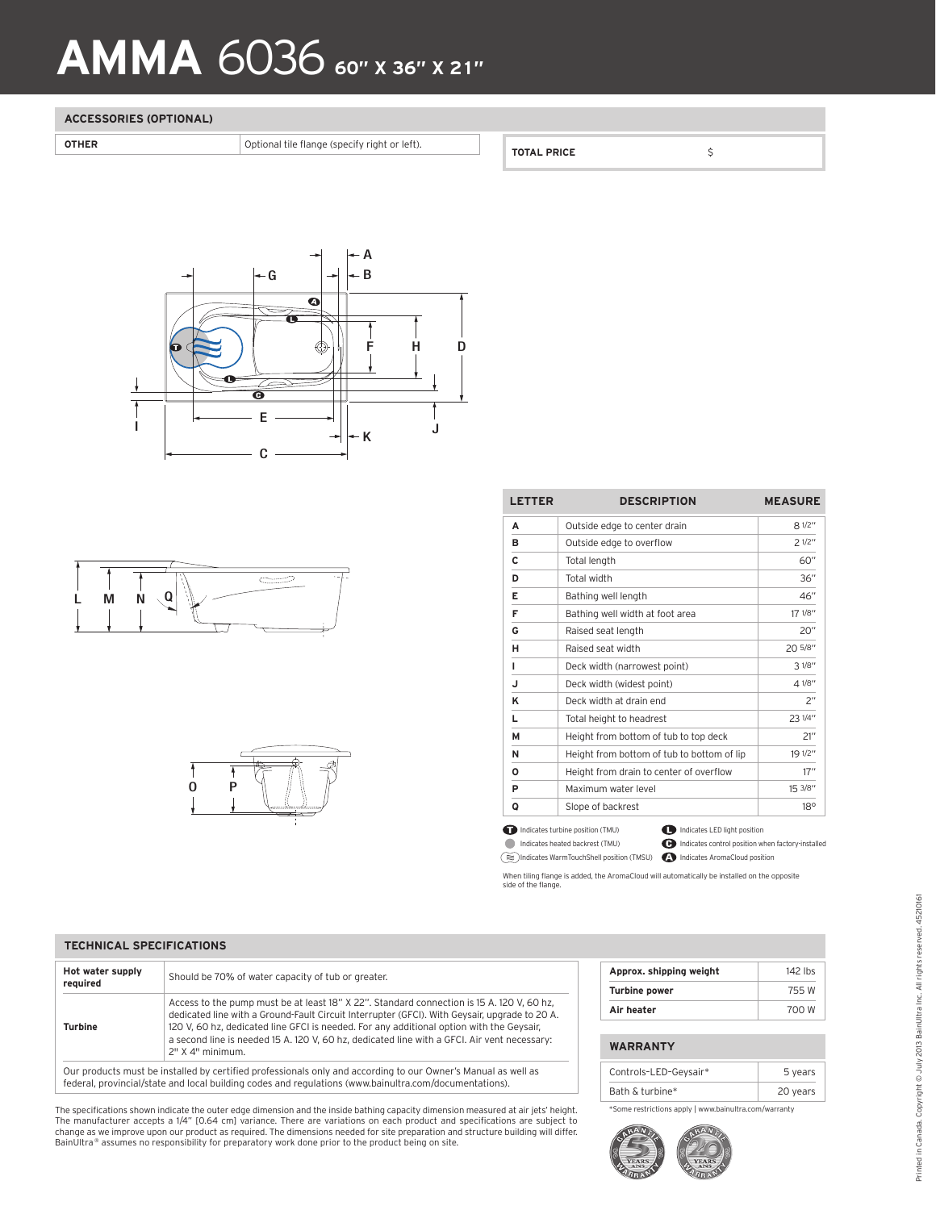# AMMA 6036 60" X 36" X 21"

## ACCESSORIES (OPTIONAL)

| | |
|---|---|
| **OTHER** | Optional tile flange (specify right or left). |

| | |
|---|---|
| **TOTAL PRICE** | $ |

A
B
G
D
F
H
E
C
I
J
K
L
M
N
Q
O
P

| LETTER | DESCRIPTION | MEASURE |
|---|---|---|
| A | Outside edge to center drain | 8 1/2" |
| B | Outside edge to overflow | 2 1/2" |
| C | Total length | 60" |
| D | Total width | 36" |
| E | Bathing well length | 46" |
| F | Bathing well width at foot area | 17 1/8" |
| G | Raised seat length | 20" |
| H | Raised seat width | 20 5/8" |
| I | Deck width (narrowest point) | 3 1/8" |
| J | Deck width (widest point) | 4 1/8" |
| K | Deck width at drain end | 2" |
| L | Total height to headrest | 23 1/4" |
| M | Height from bottom of tub to top deck | 21" |
| N | Height from bottom of tub to bottom of lip | 19 1/2" |
| O | Height from drain to center of overflow | 17" |
| P | Maximum water level | 15 3/8" |
| Q | Slope of backrest | 18° |

- T Indicates turbine position (TMU)
- Indicates heated backrest (TMU)
- Indicates WarmTouchShell position (TMSU)
- L Indicates LED light position
- C Indicates control position when factory-installed
- A Indicates AromaCloud position

When tiling flange is added, the AromaCloud will automatically be installed on the opposite side of the flange.

## TECHNICAL SPECIFICATIONS

| | |
|---|---|
| **Hot water supply required** | Should be 70% of water capacity of tub or greater. |
| **Turbine** | Access to the pump must be at least 18" X 22". Standard connection is 15 A. 120 V, 60 hz, dedicated line with a Ground-Fault Circuit Interrupter (GFCI). With Geysair, upgrade to 20 A. 120 V, 60 hz, dedicated line GFCI is needed. For any additional option with the Geysair, a second line is needed 15 A. 120 V, 60 hz, dedicated line with a GFCI. Air vent necessary: 2" X 4" minimum. |

Our products must be installed by certified professionals only and according to our Owner's Manual as well as federal, provincial/state and local building codes and regulations (www.bainultra.com/documentations).

| | |
|---|---|
| **Approx. shipping weight** | 142 lbs |
| **Turbine power** | 755 W |
| **Air heater** | 700 W |

## WARRANTY

| | |
|---|---|
| Controls-LED-Geysair* | 5 years |
| Bath & turbine* | 20 years |

*Some restrictions apply | www.bainultra.com/warranty

The specifications shown indicate the outer edge dimension and the inside bathing capacity dimension measured at air jets' height. The manufacturer accepts a 1/4" [0.64 cm] variance. There are variations on each product and specifications are subject to change as we improve upon our product as required. The dimensions needed for site preparation and structure building will differ. BainUltra® assumes no responsibility for preparatory work done prior to the product being on site.

Printed in Canada. Copyright © July 2013 BainUltra Inc. All rights reserved. 45210161